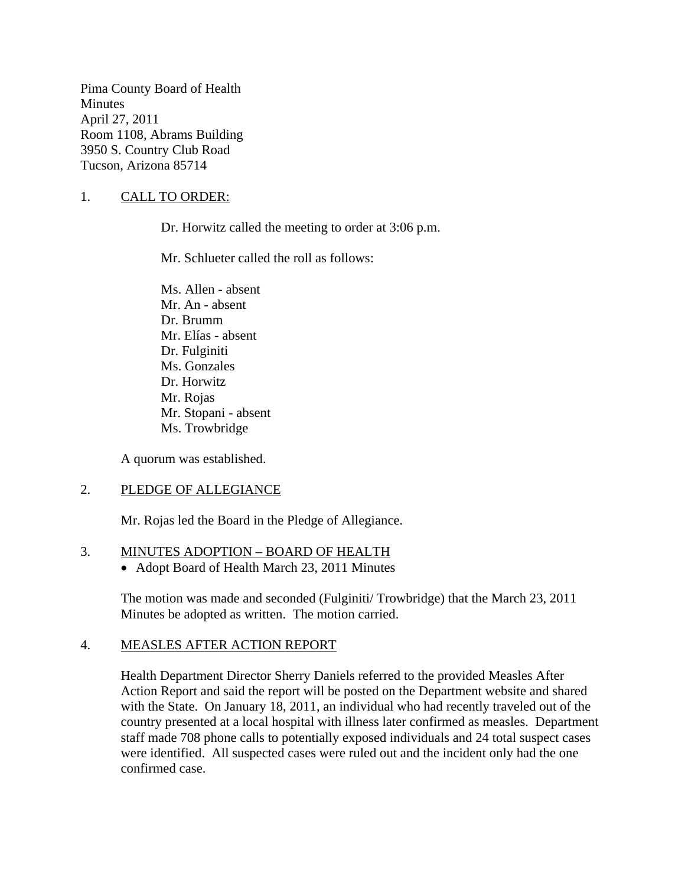Pima County Board of Health
Minutes
April 27, 2011
Room 1108, Abrams Building
3950 S. Country Club Road
Tucson, Arizona 85714

1. CALL TO ORDER:

Dr. Horwitz called the meeting to order at 3:06 p.m.

Mr. Schlueter called the roll as follows:

Ms. Allen - absent
Mr. An - absent
Dr. Brumm
Mr. Elías - absent
Dr. Fulginiti
Ms. Gonzales
Dr. Horwitz
Mr. Rojas
Mr. Stopani - absent
Ms. Trowbridge

A quorum was established.

2. PLEDGE OF ALLEGIANCE

Mr. Rojas led the Board in the Pledge of Allegiance.

3. MINUTES ADOPTION – BOARD OF HEALTH

- Adopt Board of Health March 23, 2011 Minutes

The motion was made and seconded (Fulginiti/ Trowbridge) that the March 23, 2011 Minutes be adopted as written. The motion carried.

4. MEASLES AFTER ACTION REPORT

Health Department Director Sherry Daniels referred to the provided Measles After Action Report and said the report will be posted on the Department website and shared with the State. On January 18, 2011, an individual who had recently traveled out of the country presented at a local hospital with illness later confirmed as measles. Department staff made 708 phone calls to potentially exposed individuals and 24 total suspect cases were identified. All suspected cases were ruled out and the incident only had the one confirmed case.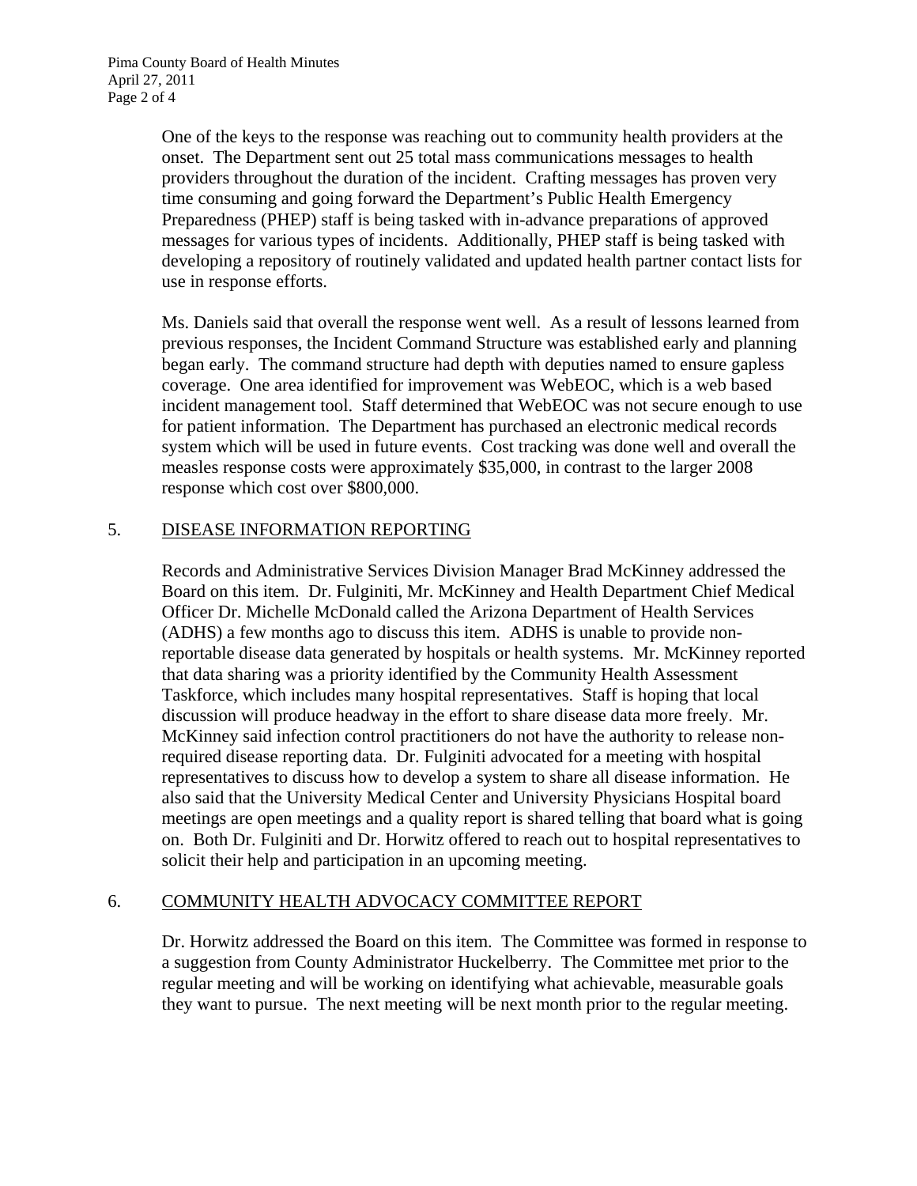One of the keys to the response was reaching out to community health providers at the onset. The Department sent out 25 total mass communications messages to health providers throughout the duration of the incident. Crafting messages has proven very time consuming and going forward the Department's Public Health Emergency Preparedness (PHEP) staff is being tasked with in-advance preparations of approved messages for various types of incidents. Additionally, PHEP staff is being tasked with developing a repository of routinely validated and updated health partner contact lists for use in response efforts.

Ms. Daniels said that overall the response went well. As a result of lessons learned from previous responses, the Incident Command Structure was established early and planning began early. The command structure had depth with deputies named to ensure gapless coverage. One area identified for improvement was WebEOC, which is a web based incident management tool. Staff determined that WebEOC was not secure enough to use for patient information. The Department has purchased an electronic medical records system which will be used in future events. Cost tracking was done well and overall the measles response costs were approximately $35,000, in contrast to the larger 2008 response which cost over $800,000.

## 5. DISEASE INFORMATION REPORTING

Records and Administrative Services Division Manager Brad McKinney addressed the Board on this item. Dr. Fulginiti, Mr. McKinney and Health Department Chief Medical Officer Dr. Michelle McDonald called the Arizona Department of Health Services (ADHS) a few months ago to discuss this item. ADHS is unable to provide non-reportable disease data generated by hospitals or health systems. Mr. McKinney reported that data sharing was a priority identified by the Community Health Assessment Taskforce, which includes many hospital representatives. Staff is hoping that local discussion will produce headway in the effort to share disease data more freely. Mr. McKinney said infection control practitioners do not have the authority to release non-required disease reporting data. Dr. Fulginiti advocated for a meeting with hospital representatives to discuss how to develop a system to share all disease information. He also said that the University Medical Center and University Physicians Hospital board meetings are open meetings and a quality report is shared telling that board what is going on. Both Dr. Fulginiti and Dr. Horwitz offered to reach out to hospital representatives to solicit their help and participation in an upcoming meeting.

## 6. COMMUNITY HEALTH ADVOCACY COMMITTEE REPORT

Dr. Horwitz addressed the Board on this item. The Committee was formed in response to a suggestion from County Administrator Huckelberry. The Committee met prior to the regular meeting and will be working on identifying what achievable, measurable goals they want to pursue. The next meeting will be next month prior to the regular meeting.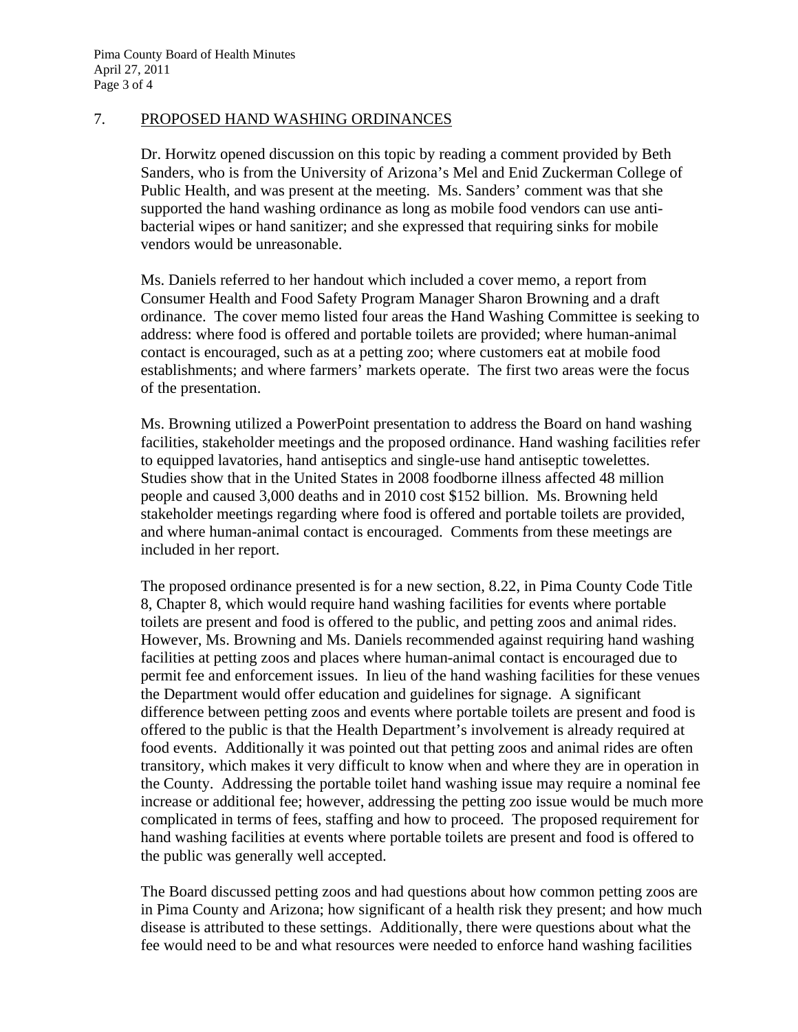## 7. PROPOSED HAND WASHING ORDINANCES

Dr. Horwitz opened discussion on this topic by reading a comment provided by Beth Sanders, who is from the University of Arizona's Mel and Enid Zuckerman College of Public Health, and was present at the meeting. Ms. Sanders' comment was that she supported the hand washing ordinance as long as mobile food vendors can use anti-bacterial wipes or hand sanitizer; and she expressed that requiring sinks for mobile vendors would be unreasonable.

Ms. Daniels referred to her handout which included a cover memo, a report from Consumer Health and Food Safety Program Manager Sharon Browning and a draft ordinance. The cover memo listed four areas the Hand Washing Committee is seeking to address: where food is offered and portable toilets are provided; where human-animal contact is encouraged, such as at a petting zoo; where customers eat at mobile food establishments; and where farmers' markets operate. The first two areas were the focus of the presentation.

Ms. Browning utilized a PowerPoint presentation to address the Board on hand washing facilities, stakeholder meetings and the proposed ordinance. Hand washing facilities refer to equipped lavatories, hand antiseptics and single-use hand antiseptic towelettes. Studies show that in the United States in 2008 foodborne illness affected 48 million people and caused 3,000 deaths and in 2010 cost $152 billion. Ms. Browning held stakeholder meetings regarding where food is offered and portable toilets are provided, and where human-animal contact is encouraged. Comments from these meetings are included in her report.

The proposed ordinance presented is for a new section, 8.22, in Pima County Code Title 8, Chapter 8, which would require hand washing facilities for events where portable toilets are present and food is offered to the public, and petting zoos and animal rides. However, Ms. Browning and Ms. Daniels recommended against requiring hand washing facilities at petting zoos and places where human-animal contact is encouraged due to permit fee and enforcement issues. In lieu of the hand washing facilities for these venues the Department would offer education and guidelines for signage. A significant difference between petting zoos and events where portable toilets are present and food is offered to the public is that the Health Department's involvement is already required at food events. Additionally it was pointed out that petting zoos and animal rides are often transitory, which makes it very difficult to know when and where they are in operation in the County. Addressing the portable toilet hand washing issue may require a nominal fee increase or additional fee; however, addressing the petting zoo issue would be much more complicated in terms of fees, staffing and how to proceed. The proposed requirement for hand washing facilities at events where portable toilets are present and food is offered to the public was generally well accepted.

The Board discussed petting zoos and had questions about how common petting zoos are in Pima County and Arizona; how significant of a health risk they present; and how much disease is attributed to these settings. Additionally, there were questions about what the fee would need to be and what resources were needed to enforce hand washing facilities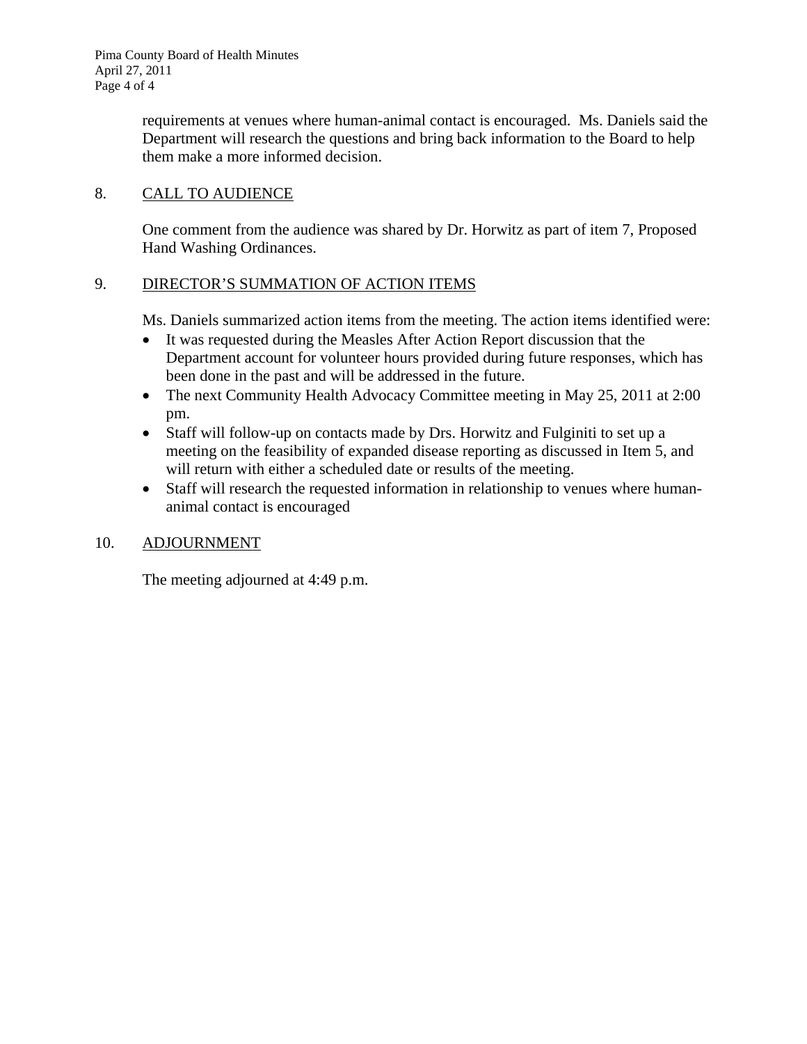requirements at venues where human-animal contact is encouraged. Ms. Daniels said the Department will research the questions and bring back information to the Board to help them make a more informed decision.

8. <u>CALL TO AUDIENCE</u>

One comment from the audience was shared by Dr. Horwitz as part of item 7, Proposed Hand Washing Ordinances.

9. <u>DIRECTOR'S SUMMATION OF ACTION ITEMS</u>

Ms. Daniels summarized action items from the meeting. The action items identified were:

- It was requested during the Measles After Action Report discussion that the Department account for volunteer hours provided during future responses, which has been done in the past and will be addressed in the future.
- The next Community Health Advocacy Committee meeting in May 25, 2011 at 2:00 pm.
- Staff will follow-up on contacts made by Drs. Horwitz and Fulginiti to set up a meeting on the feasibility of expanded disease reporting as discussed in Item 5, and will return with either a scheduled date or results of the meeting.
- Staff will research the requested information in relationship to venues where human-animal contact is encouraged

10. <u>ADJOURNMENT</u>

The meeting adjourned at 4:49 p.m.